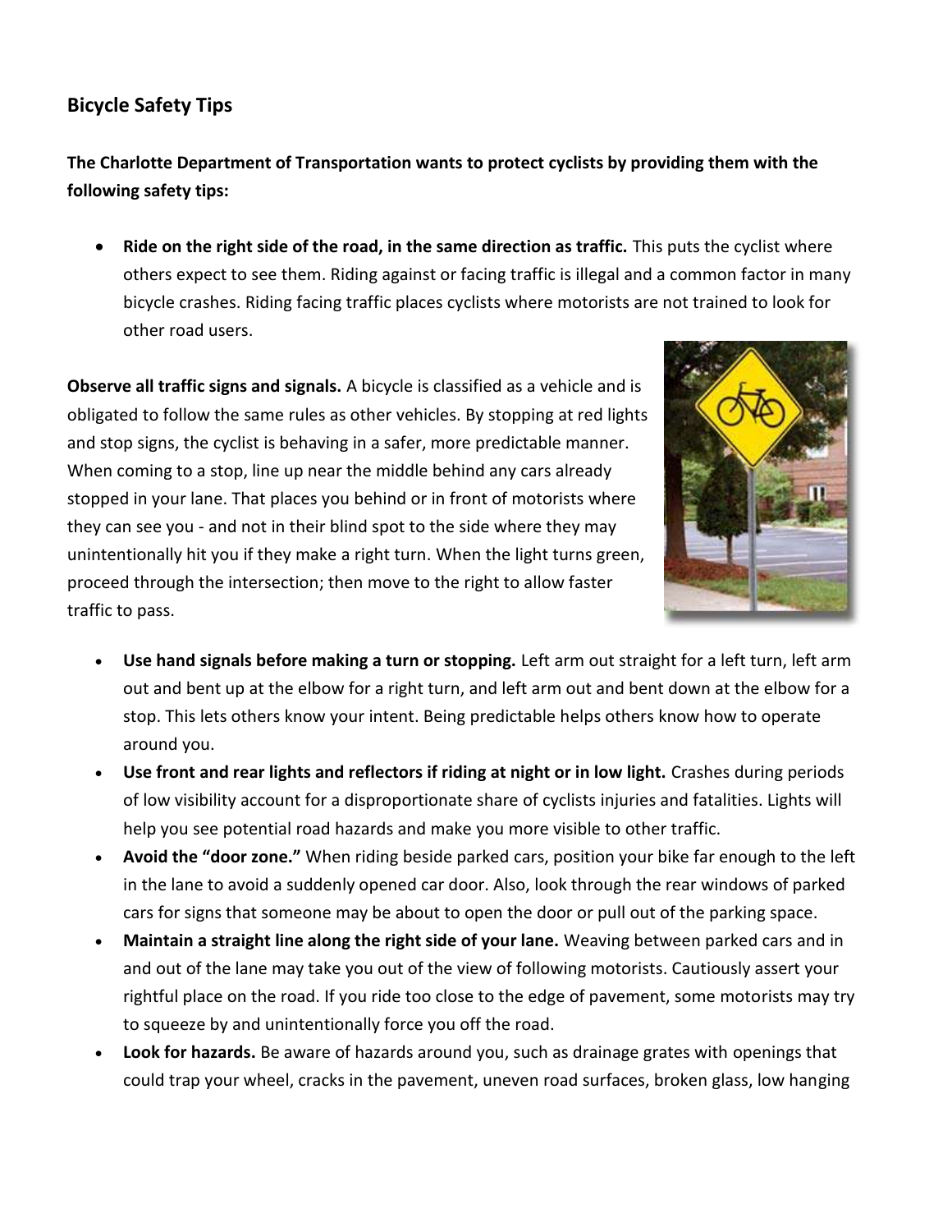## Bicycle Safety Tips

**The Charlotte Department of Transportation wants to protect cyclists by providing them with the following safety tips:**

- **Ride on the right side of the road, in the same direction as traffic.** This puts the cyclist where others expect to see them. Riding against or facing traffic is illegal and a common factor in many bicycle crashes. Riding facing traffic places cyclists where motorists are not trained to look for other road users.

**Observe all traffic signs and signals.** A bicycle is classified as a vehicle and is obligated to follow the same rules as other vehicles. By stopping at red lights and stop signs, the cyclist is behaving in a safer, more predictable manner. When coming to a stop, line up near the middle behind any cars already stopped in your lane. That places you behind or in front of motorists where they can see you - and not in their blind spot to the side where they may unintentionally hit you if they make a right turn. When the light turns green, proceed through the intersection; then move to the right to allow faster traffic to pass.

- **Use hand signals before making a turn or stopping.** Left arm out straight for a left turn, left arm out and bent up at the elbow for a right turn, and left arm out and bent down at the elbow for a stop. This lets others know your intent. Being predictable helps others know how to operate around you.
- **Use front and rear lights and reflectors if riding at night or in low light.** Crashes during periods of low visibility account for a disproportionate share of cyclists injuries and fatalities. Lights will help you see potential road hazards and make you more visible to other traffic.
- **Avoid the "door zone."** When riding beside parked cars, position your bike far enough to the left in the lane to avoid a suddenly opened car door. Also, look through the rear windows of parked cars for signs that someone may be about to open the door or pull out of the parking space.
- **Maintain a straight line along the right side of your lane.** Weaving between parked cars and in and out of the lane may take you out of the view of following motorists. Cautiously assert your rightful place on the road. If you ride too close to the edge of pavement, some motorists may try to squeeze by and unintentionally force you off the road.
- **Look for hazards.** Be aware of hazards around you, such as drainage grates with openings that could trap your wheel, cracks in the pavement, uneven road surfaces, broken glass, low hanging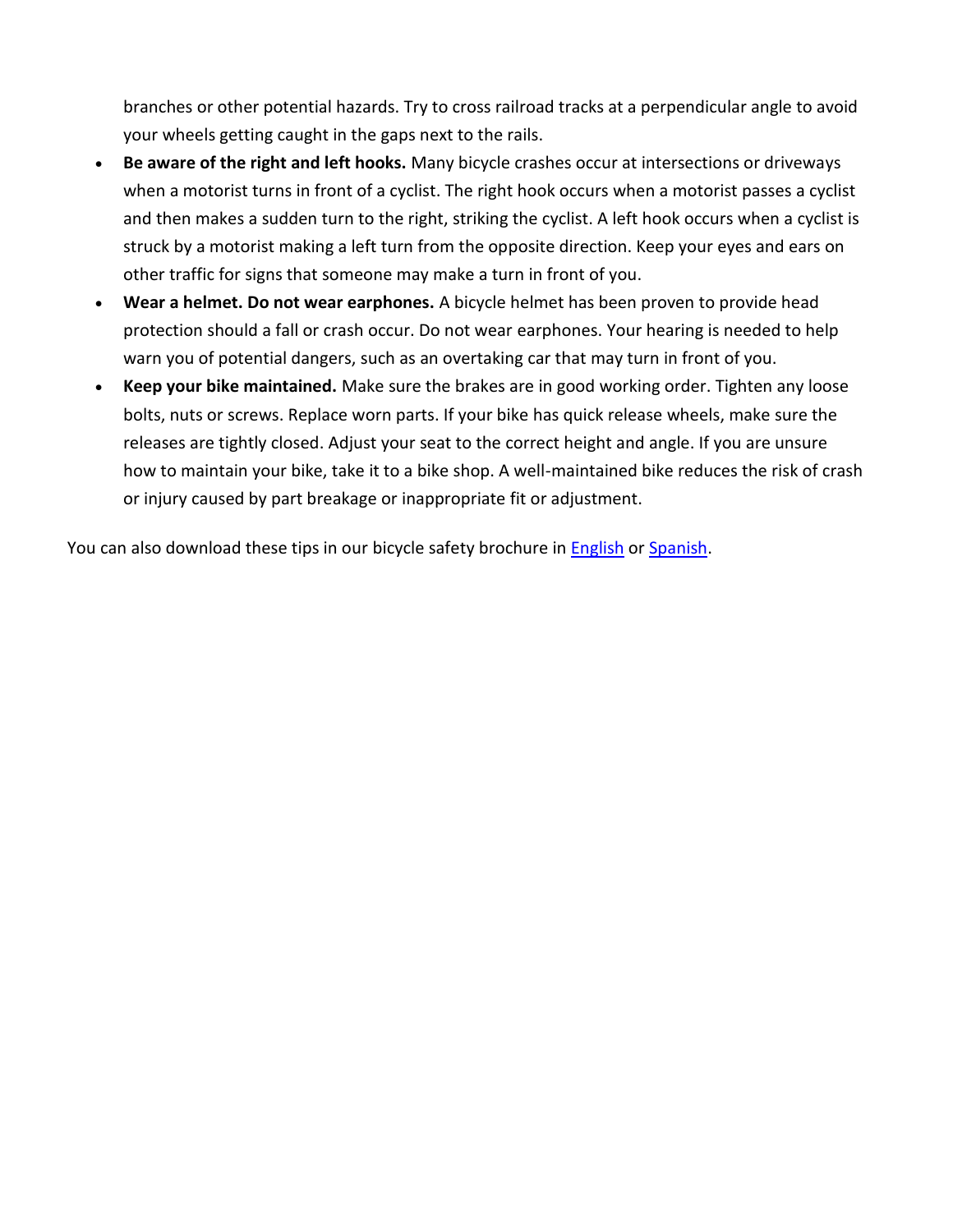branches or other potential hazards. Try to cross railroad tracks at a perpendicular angle to avoid your wheels getting caught in the gaps next to the rails.

- **Be aware of the right and left hooks.** Many bicycle crashes occur at intersections or driveways when a motorist turns in front of a cyclist. The right hook occurs when a motorist passes a cyclist and then makes a sudden turn to the right, striking the cyclist. A left hook occurs when a cyclist is struck by a motorist making a left turn from the opposite direction. Keep your eyes and ears on other traffic for signs that someone may make a turn in front of you.
- **Wear a helmet. Do not wear earphones.** A bicycle helmet has been proven to provide head protection should a fall or crash occur. Do not wear earphones. Your hearing is needed to help warn you of potential dangers, such as an overtaking car that may turn in front of you.
- **Keep your bike maintained.** Make sure the brakes are in good working order. Tighten any loose bolts, nuts or screws. Replace worn parts. If your bike has quick release wheels, make sure the releases are tightly closed. Adjust your seat to the correct height and angle. If you are unsure how to maintain your bike, take it to a bike shop. A well-maintained bike reduces the risk of crash or injury caused by part breakage or inappropriate fit or adjustment.

You can also download these tips in our bicycle safety brochure in English or Spanish.